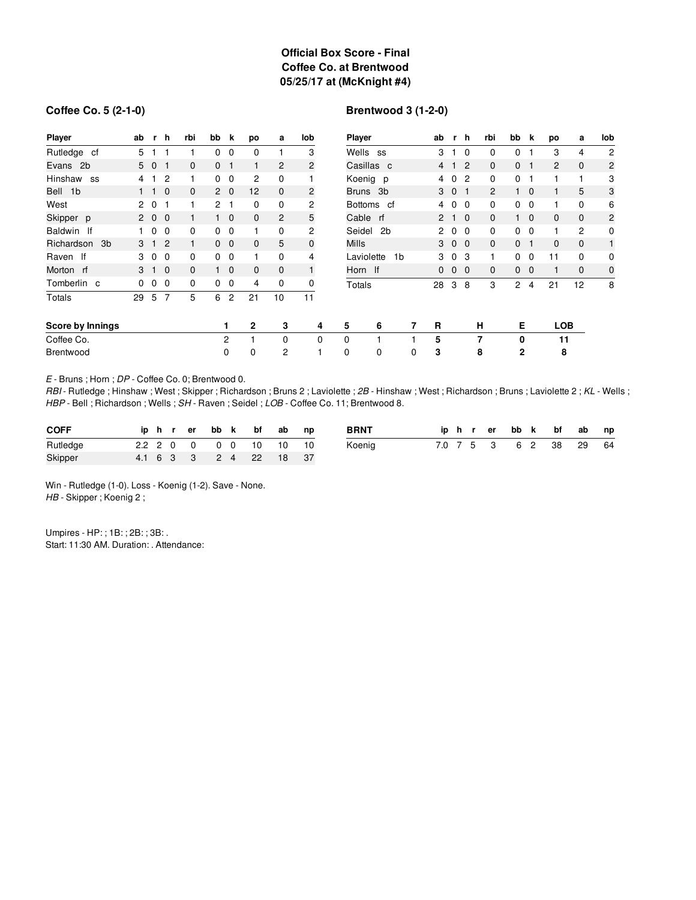**Official Box Score - Final**
**Coffee Co. at Brentwood**
**05/25/17 at (McKnight #4)**

### Coffee Co. 5 (2-1-0)

| Player | ab | r | h | rbi | bb | k | po | a | lob |
|---|---|---|---|---|---|---|---|---|---|
| Rutledge cf | 5 | 1 | 1 | 1 | 0 | 0 | 0 | 1 | 3 |
| Evans 2b | 5 | 0 | 1 | 0 | 0 | 1 | 1 | 2 | 2 |
| Hinshaw ss | 4 | 1 | 2 | 1 | 0 | 0 | 2 | 0 | 1 |
| Bell 1b | 1 | 1 | 0 | 0 | 2 | 0 | 12 | 0 | 2 |
| West | 2 | 0 | 1 | 1 | 2 | 1 | 0 | 0 | 2 |
| Skipper p | 2 | 0 | 0 | 1 | 1 | 0 | 0 | 2 | 5 |
| Baldwin lf | 1 | 0 | 0 | 0 | 0 | 0 | 1 | 0 | 2 |
| Richardson 3b | 3 | 1 | 2 | 1 | 0 | 0 | 0 | 5 | 0 |
| Raven lf | 3 | 0 | 0 | 0 | 0 | 0 | 1 | 0 | 4 |
| Morton rf | 3 | 1 | 0 | 0 | 1 | 0 | 0 | 0 | 1 |
| Tomberlin c | 0 | 0 | 0 | 0 | 0 | 0 | 4 | 0 | 0 |
| Totals | 29 | 5 | 7 | 5 | 6 | 2 | 21 | 10 | 11 |

### Brentwood 3 (1-2-0)

| Player | ab | r | h | rbi | bb | k | po | a | lob |
|---|---|---|---|---|---|---|---|---|---|
| Wells ss | 3 | 1 | 0 | 0 | 0 | 1 | 3 | 4 | 2 |
| Casillas c | 4 | 1 | 2 | 0 | 0 | 1 | 2 | 0 | 2 |
| Koenig p | 4 | 0 | 2 | 0 | 0 | 1 | 1 | 1 | 3 |
| Bruns 3b | 3 | 0 | 1 | 2 | 1 | 0 | 1 | 5 | 3 |
| Bottoms cf | 4 | 0 | 0 | 0 | 0 | 0 | 1 | 0 | 6 |
| Cable rf | 2 | 1 | 0 | 0 | 1 | 0 | 0 | 0 | 2 |
| Seidel 2b | 2 | 0 | 0 | 0 | 0 | 0 | 1 | 2 | 0 |
| Mills | 3 | 0 | 0 | 0 | 0 | 1 | 0 | 0 | 1 |
| Laviolette 1b | 3 | 0 | 3 | 1 | 0 | 0 | 11 | 0 | 0 |
| Horn lf | 0 | 0 | 0 | 0 | 0 | 0 | 1 | 0 | 0 |
| Totals | 28 | 3 | 8 | 3 | 2 | 4 | 21 | 12 | 8 |

| Score by Innings | 1 | 2 | 3 | 4 | 5 | 6 | 7 | R | H | E | LOB |
|---|---|---|---|---|---|---|---|---|---|---|---|
| Coffee Co. | 2 | 1 | 0 | 0 | 0 | 1 | 1 | **5** | **7** | **0** | **11** |
| Brentwood | 0 | 0 | 2 | 1 | 0 | 0 | 0 | **3** | **8** | **2** | **8** |

*E* - Bruns ; Horn ; *DP* - Coffee Co. 0; Brentwood 0.
*RBI* - Rutledge ; Hinshaw ; West ; Skipper ; Richardson ; Bruns 2 ; Laviolette ; *2B* - Hinshaw ; West ; Richardson ; Bruns ; Laviolette 2 ; *KL* - Wells ; *HBP* - Bell ; Richardson ; Wells ; *SH* - Raven ; Seidel ; *LOB* - Coffee Co. 11; Brentwood 8.

| COFF | ip | h | r | er | bb | k | bf | ab | np |
|---|---|---|---|---|---|---|---|---|---|
| Rutledge | 2.2 | 2 | 0 | 0 | 0 | 0 | 10 | 10 | 10 |
| Skipper | 4.1 | 6 | 3 | 3 | 2 | 4 | 22 | 18 | 37 |

| BRNT | ip | h | r | er | bb | k | bf | ab | np |
|---|---|---|---|---|---|---|---|---|---|
| Koenig | 7.0 | 7 | 5 | 3 | 6 | 2 | 38 | 29 | 64 |

Win - Rutledge (1-0). Loss - Koenig (1-2). Save - None.
*HB* - Skipper ; Koenig 2 ;

Umpires - HP: ; 1B: ; 2B: ; 3B: .
Start: 11:30 AM. Duration: . Attendance: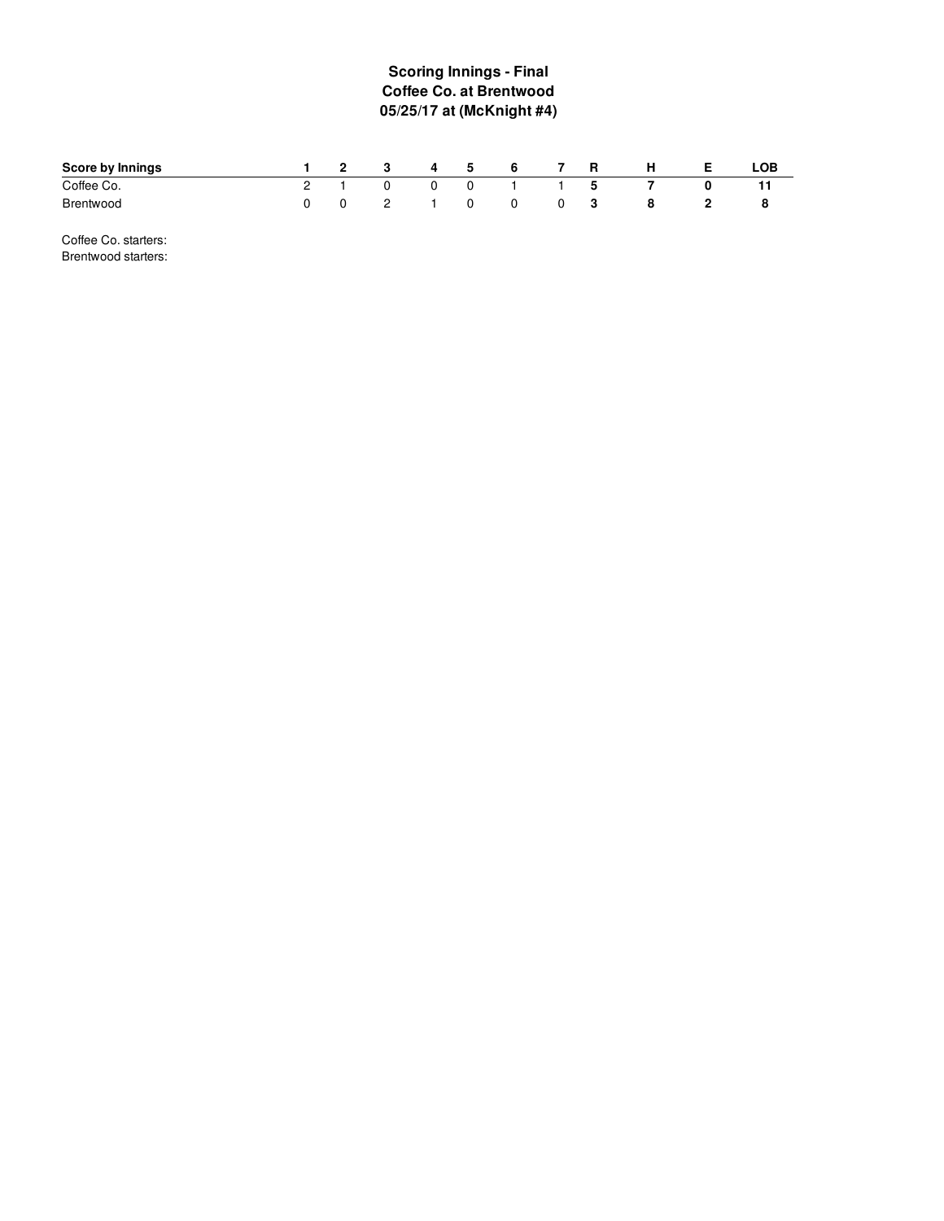**Scoring Innings - Final**
**Coffee Co. at Brentwood**
**05/25/17 at (McKnight #4)**

| Score by Innings | 1 | 2 | 3 | 4 | 5 | 6 | 7 | R | H | E | LOB |
|---|---|---|---|---|---|---|---|---|---|---|---|
| Coffee Co. | 2 | 1 | 0 | 0 | 0 | 1 | 1 | **5** | **7** | **0** | **11** |
| Brentwood | 0 | 0 | 2 | 1 | 0 | 0 | 0 | **3** | **8** | **2** | **8** |

Coffee Co. starters:
Brentwood starters: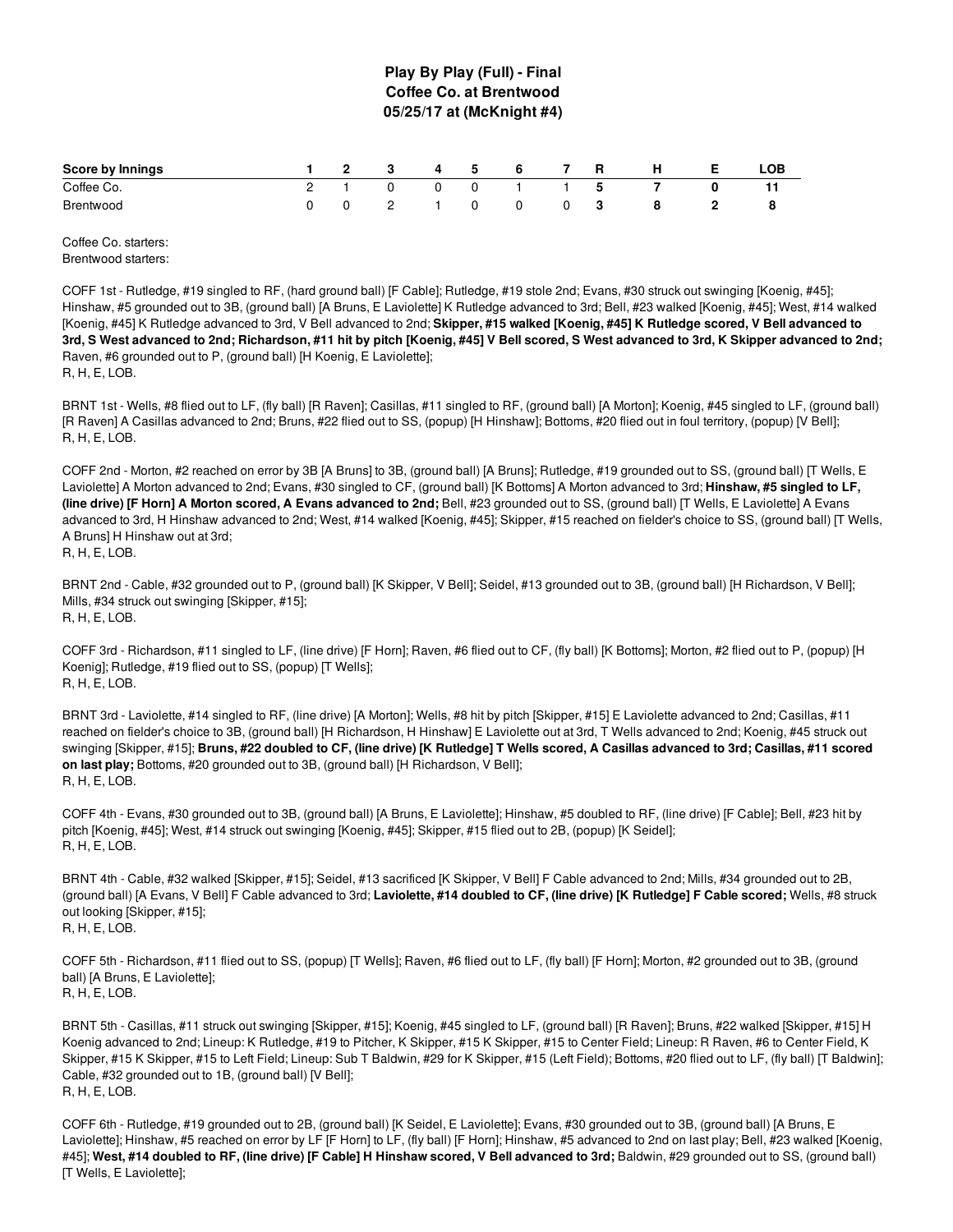## Play By Play (Full) - Final
## Coffee Co. at Brentwood
## 05/25/17 at (McKnight #4)

| Score by Innings | 1 | 2 | 3 | 4 | 5 | 6 | 7 | R | H | E | LOB |
|---|---|---|---|---|---|---|---|---|---|---|---|
| Coffee Co. | 2 | 1 | 0 | 0 | 0 | 1 | 1 | **5** | **7** | **0** | **11** |
| Brentwood | 0 | 0 | 2 | 1 | 0 | 0 | 0 | **3** | **8** | **2** | **8** |

Coffee Co. starters:
Brentwood starters:

COFF 1st - Rutledge, #19 singled to RF, (hard ground ball) [F Cable]; Rutledge, #19 stole 2nd; Evans, #30 struck out swinging [Koenig, #45]; Hinshaw, #5 grounded out to 3B, (ground ball) [A Bruns, E Laviolette] K Rutledge advanced to 3rd; Bell, #23 walked [Koenig, #45]; West, #14 walked [Koenig, #45] K Rutledge advanced to 3rd, V Bell advanced to 2nd; **Skipper, #15 walked [Koenig, #45] K Rutledge scored, V Bell advanced to 3rd, S West advanced to 2nd; Richardson, #11 hit by pitch [Koenig, #45] V Bell scored, S West advanced to 3rd, K Skipper advanced to 2nd;** Raven, #6 grounded out to P, (ground ball) [H Koenig, E Laviolette];
R, H, E, LOB.

BRNT 1st - Wells, #8 flied out to LF, (fly ball) [R Raven]; Casillas, #11 singled to RF, (ground ball) [A Morton]; Koenig, #45 singled to LF, (ground ball) [R Raven] A Casillas advanced to 2nd; Bruns, #22 flied out to SS, (popup) [H Hinshaw]; Bottoms, #20 flied out in foul territory, (popup) [V Bell];
R, H, E, LOB.

COFF 2nd - Morton, #2 reached on error by 3B [A Bruns] to 3B, (ground ball) [A Bruns]; Rutledge, #19 grounded out to SS, (ground ball) [T Wells, E Laviolette] A Morton advanced to 2nd; Evans, #30 singled to CF, (ground ball) [K Bottoms] A Morton advanced to 3rd; **Hinshaw, #5 singled to LF, (line drive) [F Horn] A Morton scored, A Evans advanced to 2nd;** Bell, #23 grounded out to SS, (ground ball) [T Wells, E Laviolette] A Evans advanced to 3rd, H Hinshaw advanced to 2nd; West, #14 walked [Koenig, #45]; Skipper, #15 reached on fielder's choice to SS, (ground ball) [T Wells, A Bruns] H Hinshaw out at 3rd;
R, H, E, LOB.

BRNT 2nd - Cable, #32 grounded out to P, (ground ball) [K Skipper, V Bell]; Seidel, #13 grounded out to 3B, (ground ball) [H Richardson, V Bell]; Mills, #34 struck out swinging [Skipper, #15];
R, H, E, LOB.

COFF 3rd - Richardson, #11 singled to LF, (line drive) [F Horn]; Raven, #6 flied out to CF, (fly ball) [K Bottoms]; Morton, #2 flied out to P, (popup) [H Koenig]; Rutledge, #19 flied out to SS, (popup) [T Wells];
R, H, E, LOB.

BRNT 3rd - Laviolette, #14 singled to RF, (line drive) [A Morton]; Wells, #8 hit by pitch [Skipper, #15] E Laviolette advanced to 2nd; Casillas, #11 reached on fielder's choice to 3B, (ground ball) [H Richardson, H Hinshaw] E Laviolette out at 3rd, T Wells advanced to 2nd; Koenig, #45 struck out swinging [Skipper, #15]; **Bruns, #22 doubled to CF, (line drive) [K Rutledge] T Wells scored, A Casillas advanced to 3rd; Casillas, #11 scored on last play;** Bottoms, #20 grounded out to 3B, (ground ball) [H Richardson, V Bell];
R, H, E, LOB.

COFF 4th - Evans, #30 grounded out to 3B, (ground ball) [A Bruns, E Laviolette]; Hinshaw, #5 doubled to RF, (line drive) [F Cable]; Bell, #23 hit by pitch [Koenig, #45]; West, #14 struck out swinging [Koenig, #45]; Skipper, #15 flied out to 2B, (popup) [K Seidel];
R, H, E, LOB.

BRNT 4th - Cable, #32 walked [Skipper, #15]; Seidel, #13 sacrificed [K Skipper, V Bell] F Cable advanced to 2nd; Mills, #34 grounded out to 2B, (ground ball) [A Evans, V Bell] F Cable advanced to 3rd; **Laviolette, #14 doubled to CF, (line drive) [K Rutledge] F Cable scored;** Wells, #8 struck out looking [Skipper, #15];
R, H, E, LOB.

COFF 5th - Richardson, #11 flied out to SS, (popup) [T Wells]; Raven, #6 flied out to LF, (fly ball) [F Horn]; Morton, #2 grounded out to 3B, (ground ball) [A Bruns, E Laviolette];
R, H, E, LOB.

BRNT 5th - Casillas, #11 struck out swinging [Skipper, #15]; Koenig, #45 singled to LF, (ground ball) [R Raven]; Bruns, #22 walked [Skipper, #15] H Koenig advanced to 2nd; Lineup: K Rutledge, #19 to Pitcher, K Skipper, #15 K Skipper, #15 to Center Field; Lineup: R Raven, #6 to Center Field, K Skipper, #15 K Skipper, #15 to Left Field; Lineup: Sub T Baldwin, #29 for K Skipper, #15 (Left Field); Bottoms, #20 flied out to LF, (fly ball) [T Baldwin]; Cable, #32 grounded out to 1B, (ground ball) [V Bell];
R, H, E, LOB.

COFF 6th - Rutledge, #19 grounded out to 2B, (ground ball) [K Seidel, E Laviolette]; Evans, #30 grounded out to 3B, (ground ball) [A Bruns, E Laviolette]; Hinshaw, #5 reached on error by LF [F Horn] to LF, (fly ball) [F Horn]; Hinshaw, #5 advanced to 2nd on last play; Bell, #23 walked [Koenig, #45]; **West, #14 doubled to RF, (line drive) [F Cable] H Hinshaw scored, V Bell advanced to 3rd;** Baldwin, #29 grounded out to SS, (ground ball) [T Wells, E Laviolette];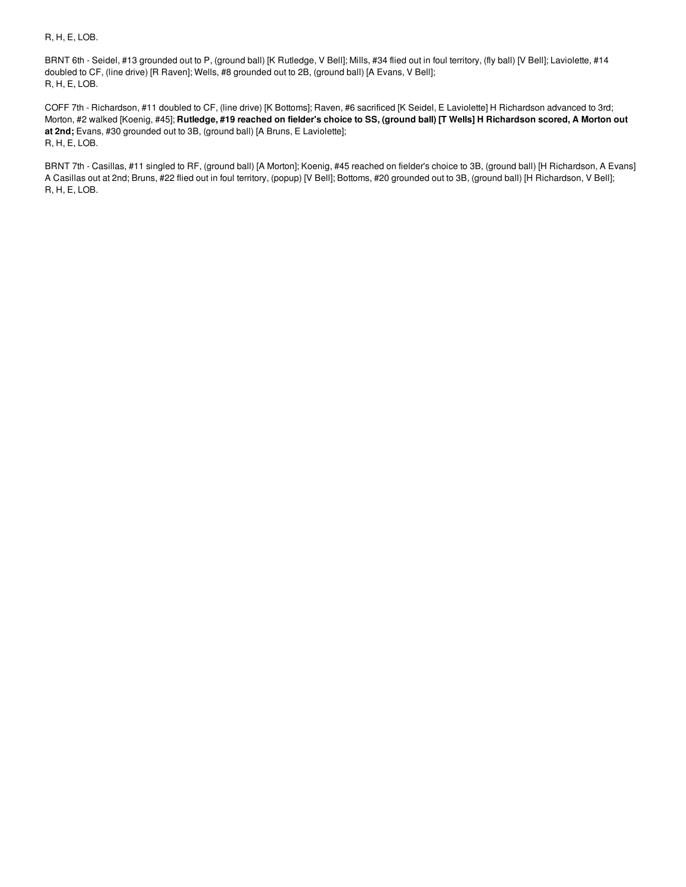R, H, E, LOB.

BRNT 6th - Seidel, #13 grounded out to P, (ground ball) [K Rutledge, V Bell]; Mills, #34 flied out in foul territory, (fly ball) [V Bell]; Laviolette, #14 doubled to CF, (line drive) [R Raven]; Wells, #8 grounded out to 2B, (ground ball) [A Evans, V Bell];
R, H, E, LOB.

COFF 7th - Richardson, #11 doubled to CF, (line drive) [K Bottoms]; Raven, #6 sacrificed [K Seidel, E Laviolette] H Richardson advanced to 3rd; Morton, #2 walked [Koenig, #45]; **Rutledge, #19 reached on fielder's choice to SS, (ground ball) [T Wells] H Richardson scored, A Morton out at 2nd;** Evans, #30 grounded out to 3B, (ground ball) [A Bruns, E Laviolette];
R, H, E, LOB.

BRNT 7th - Casillas, #11 singled to RF, (ground ball) [A Morton]; Koenig, #45 reached on fielder's choice to 3B, (ground ball) [H Richardson, A Evans] A Casillas out at 2nd; Bruns, #22 flied out in foul territory, (popup) [V Bell]; Bottoms, #20 grounded out to 3B, (ground ball) [H Richardson, V Bell];
R, H, E, LOB.